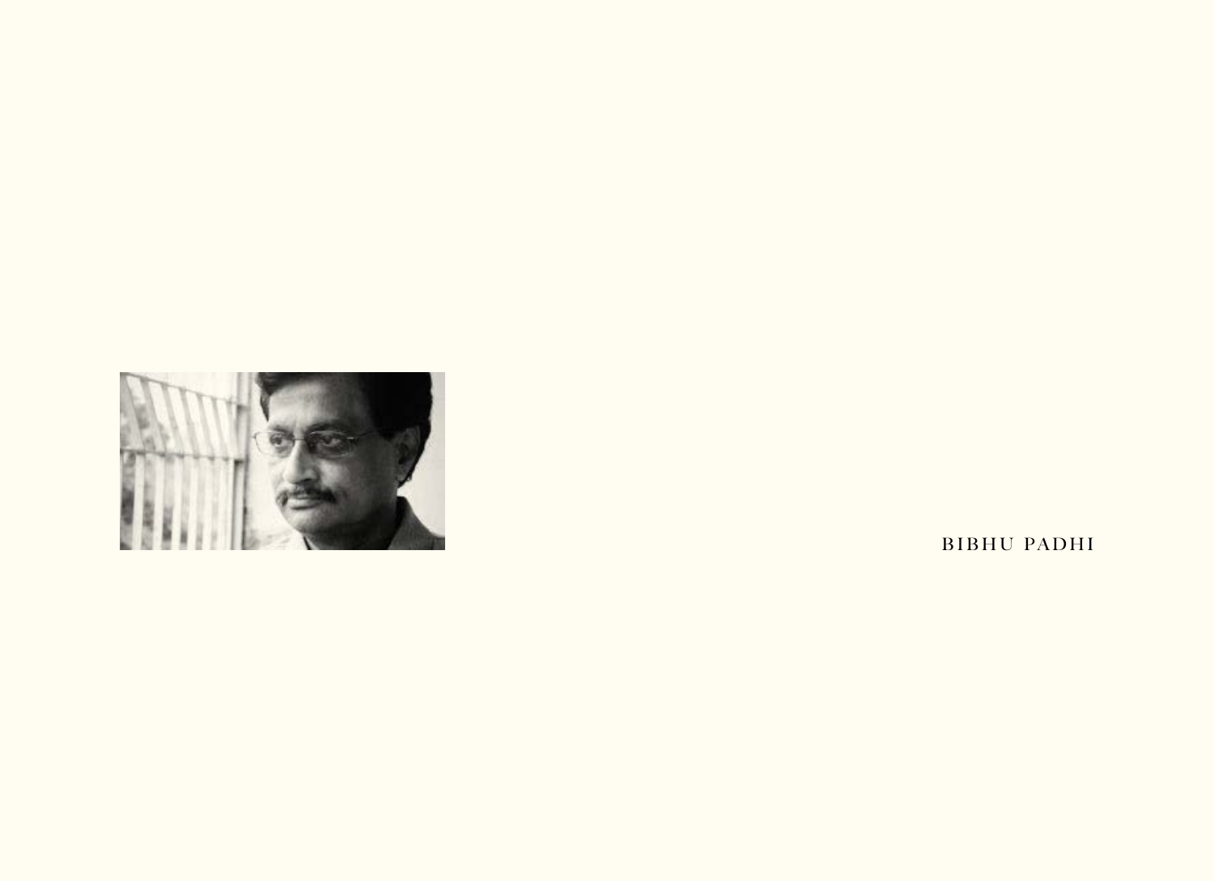BIBHU PADHI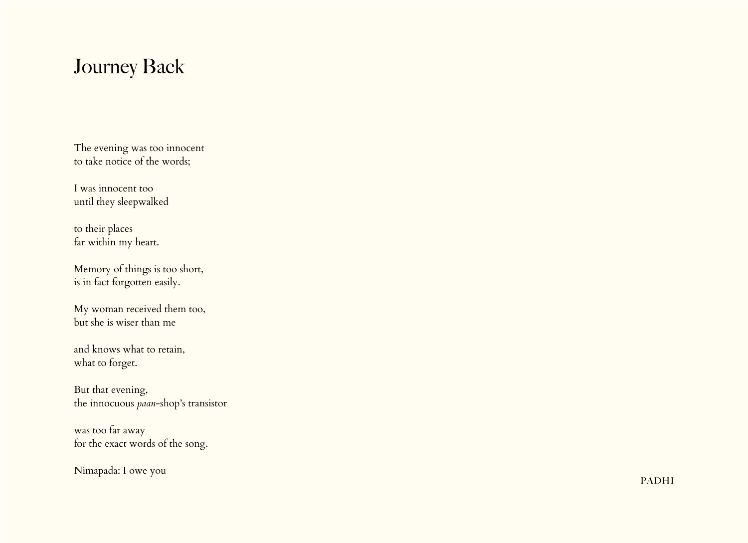# Journey Back

The evening was too innocent  
to take notice of the words;

I was innocent too  
until they sleepwalked

to their places  
far within my heart.

Memory of things is too short,  
is in fact forgotten easily.

My woman received them too,  
but she is wiser than me

and knows what to retain,  
what to forget.

But that evening,  
the innocuous *paan*-shop's transistor

was too far away  
for the exact words of the song.

Nimapada: I owe you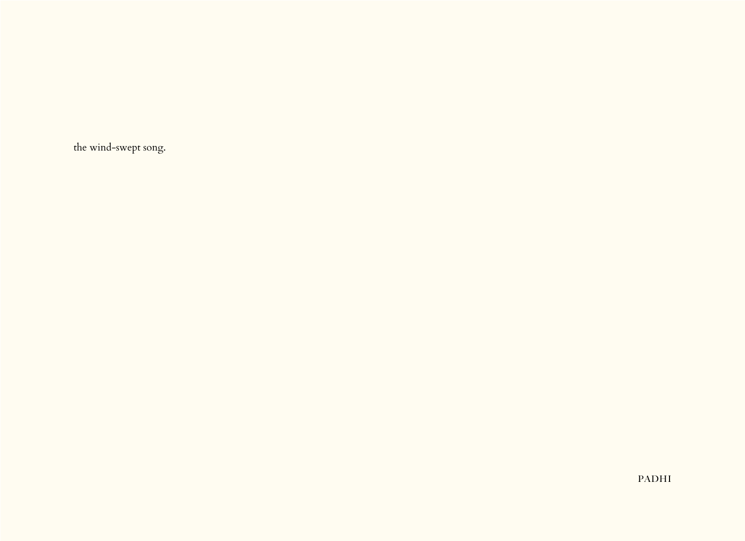the wind-swept song.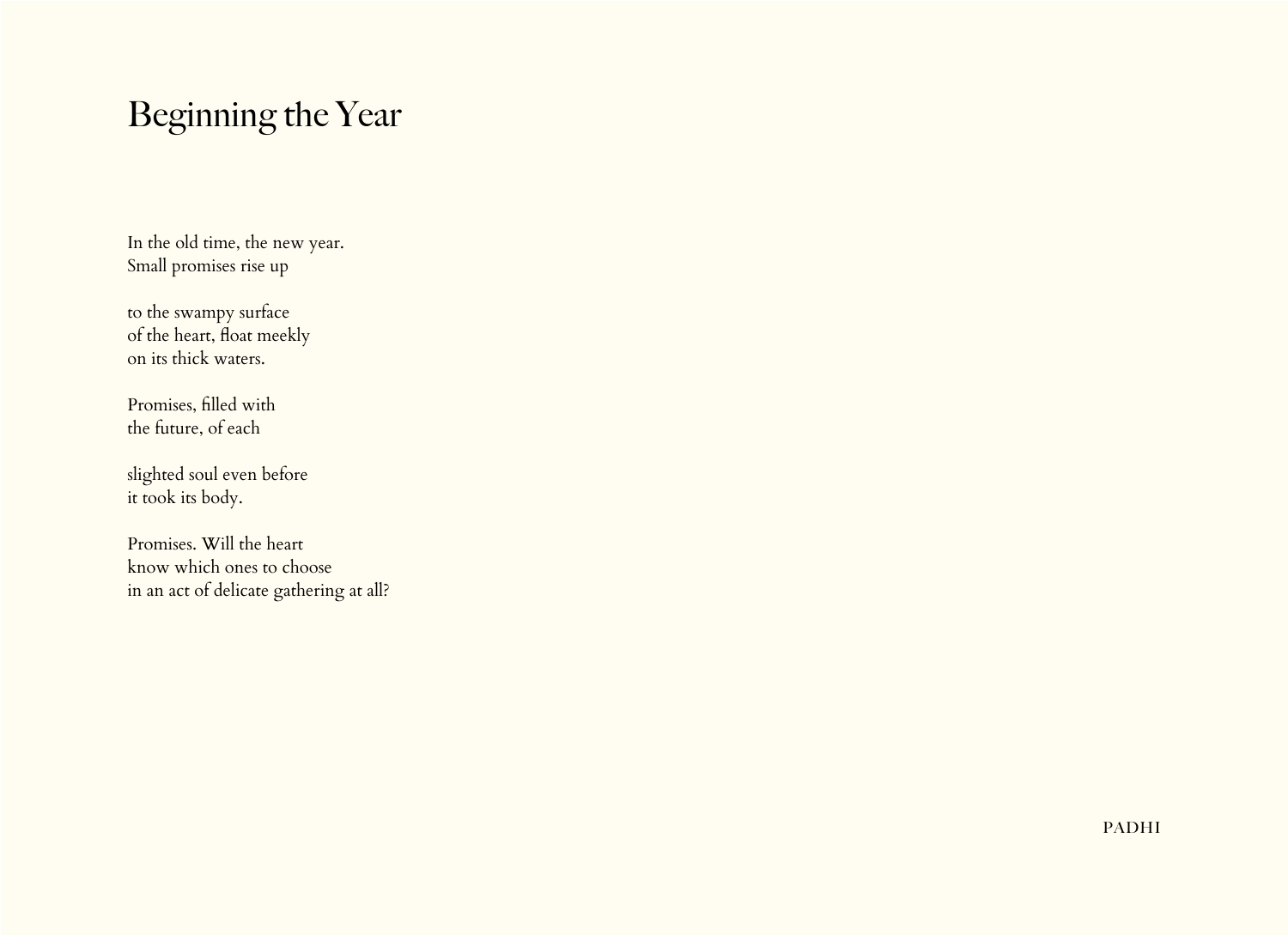# Beginning the Year

In the old time, the new year.  
Small promises rise up

to the swampy surface  
of the heart, float meekly  
on its thick waters.

Promises, filled with  
the future, of each

slighted soul even before  
it took its body.

Promises. Will the heart  
know which ones to choose  
in an act of delicate gathering at all?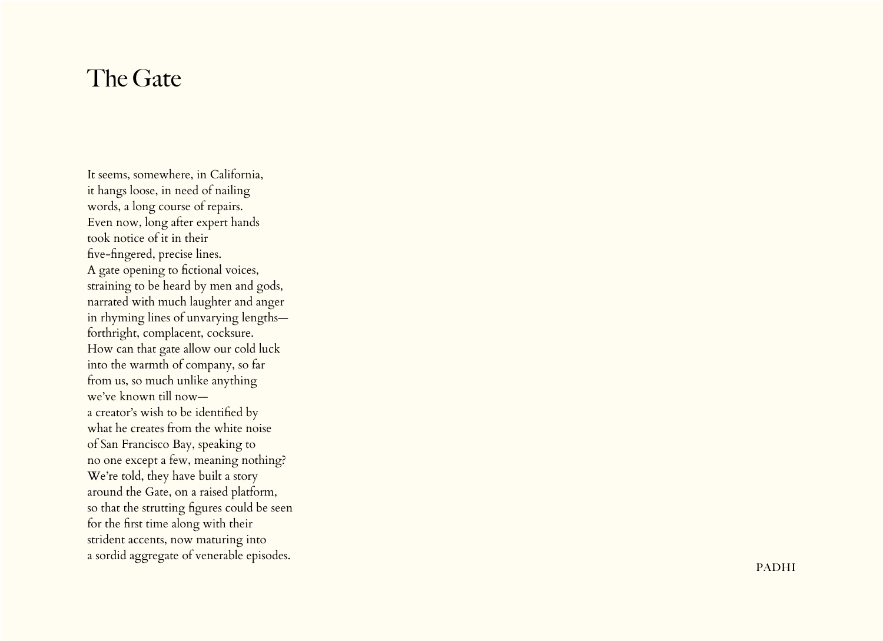# The Gate

It seems, somewhere, in California,
it hangs loose, in need of nailing
words, a long course of repairs.
Even now, long after expert hands
took notice of it in their
five-fingered, precise lines.
A gate opening to fictional voices,
straining to be heard by men and gods,
narrated with much laughter and anger
in rhyming lines of unvarying lengths—
forthright, complacent, cocksure.
How can that gate allow our cold luck
into the warmth of company, so far
from us, so much unlike anything
we've known till now—
a creator's wish to be identified by
what he creates from the white noise
of San Francisco Bay, speaking to
no one except a few, meaning nothing?
We're told, they have built a story
around the Gate, on a raised platform,
so that the strutting figures could be seen
for the first time along with their
strident accents, now maturing into
a sordid aggregate of venerable episodes.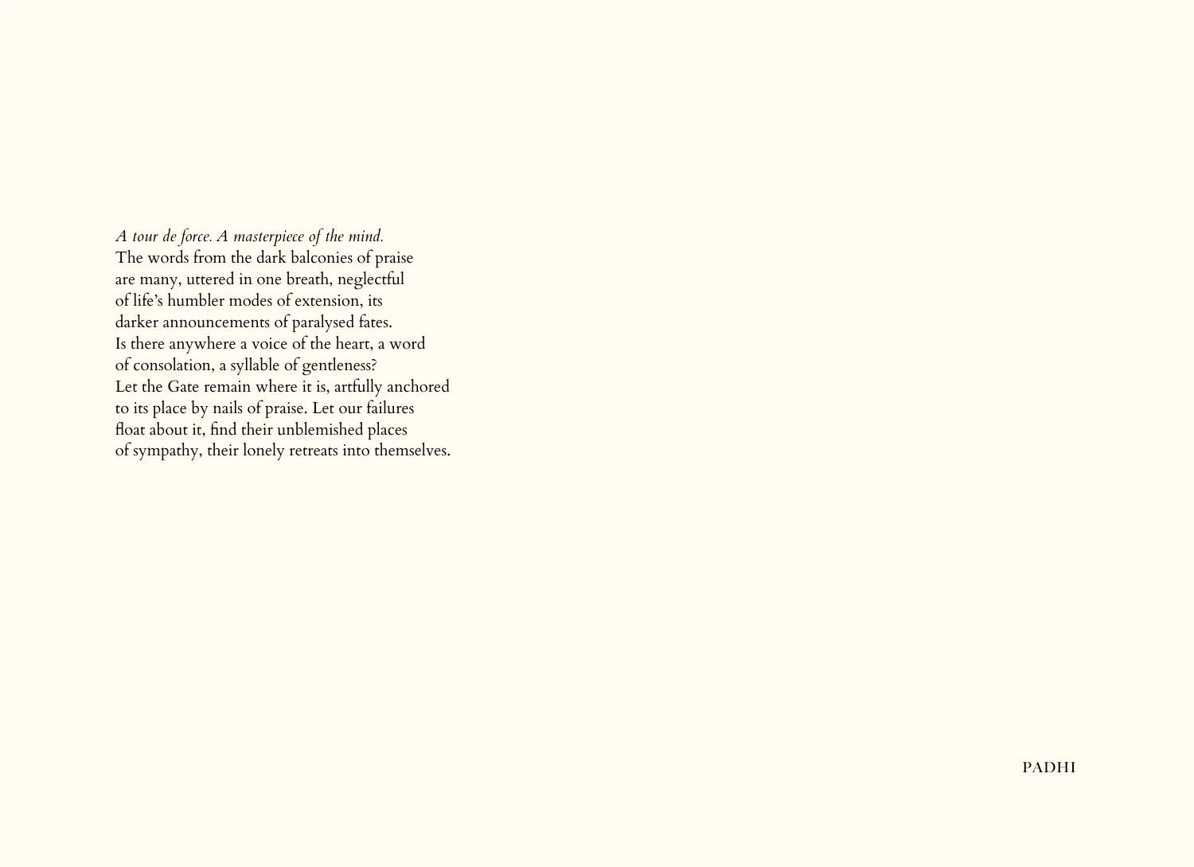*A tour de force. A masterpiece of the mind.*
The words from the dark balconies of praise
are many, uttered in one breath, neglectful
of life's humbler modes of extension, its
darker announcements of paralysed fates.
Is there anywhere a voice of the heart, a word
of consolation, a syllable of gentleness?
Let the Gate remain where it is, artfully anchored
to its place by nails of praise. Let our failures
float about it, find their unblemished places
of sympathy, their lonely retreats into themselves.